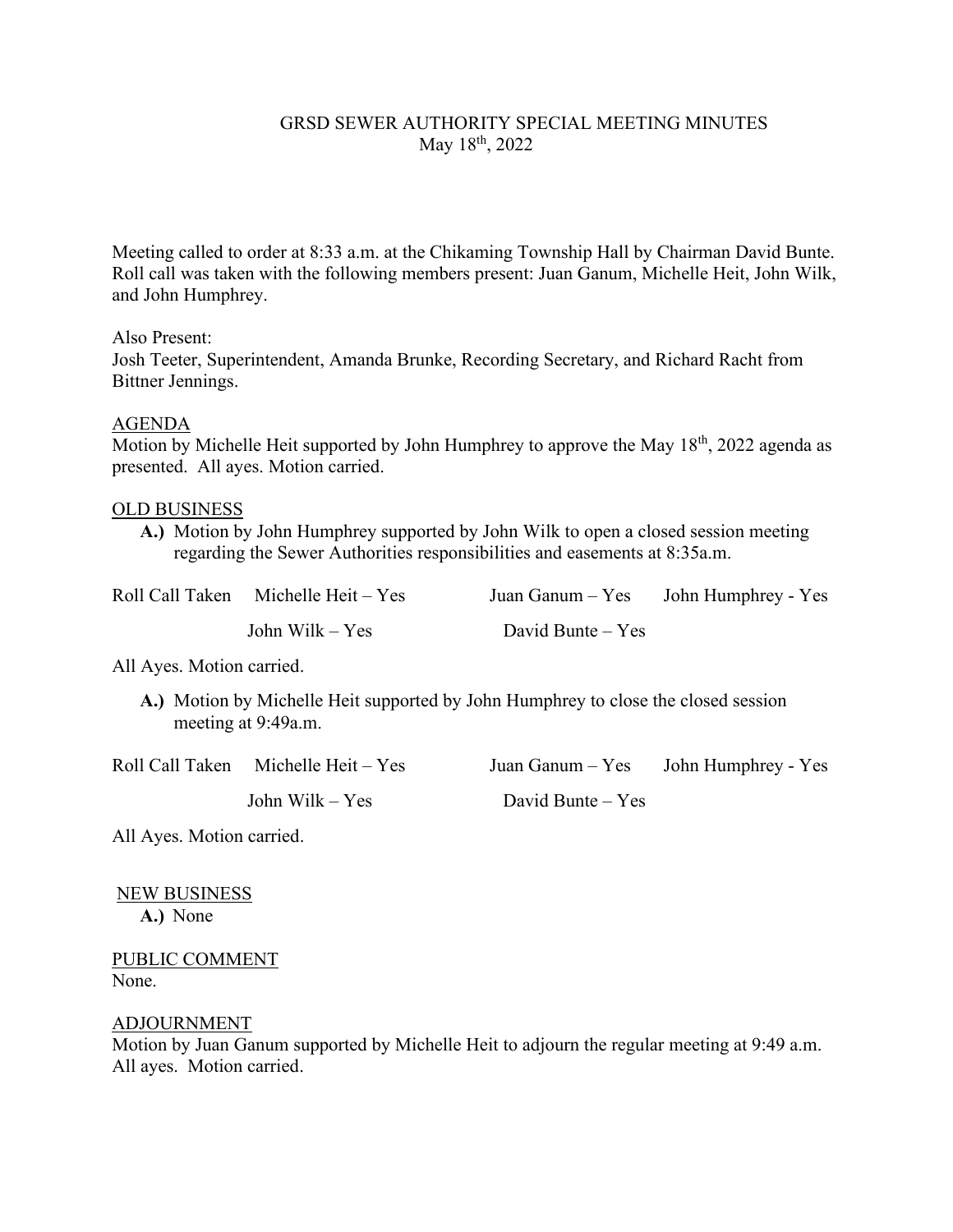# GRSD SEWER AUTHORITY SPECIAL MEETING MINUTES
## May 18th, 2022

Meeting called to order at 8:33 a.m. at the Chikaming Township Hall by Chairman David Bunte. Roll call was taken with the following members present: Juan Ganum, Michelle Heit, John Wilk, and John Humphrey.

Also Present:
Josh Teeter, Superintendent, Amanda Brunke, Recording Secretary, and Richard Racht from Bittner Jennings.

AGENDA

Motion by Michelle Heit supported by John Humphrey to approve the May 18th, 2022 agenda as presented. All ayes. Motion carried.

OLD BUSINESS

**A.)** Motion by John Humphrey supported by John Wilk to open a closed session meeting regarding the Sewer Authorities responsibilities and easements at 8:35a.m.

Roll Call Taken Michelle Heit – Yes Juan Ganum – Yes John Humphrey - Yes

John Wilk – Yes David Bunte – Yes

All Ayes. Motion carried.

**A.)** Motion by Michelle Heit supported by John Humphrey to close the closed session meeting at 9:49a.m.

Roll Call Taken Michelle Heit – Yes Juan Ganum – Yes John Humphrey - Yes

John Wilk – Yes David Bunte – Yes

All Ayes. Motion carried.

NEW BUSINESS

**A.)** None

PUBLIC COMMENT

None.

ADJOURNMENT

Motion by Juan Ganum supported by Michelle Heit to adjourn the regular meeting at 9:49 a.m. All ayes. Motion carried.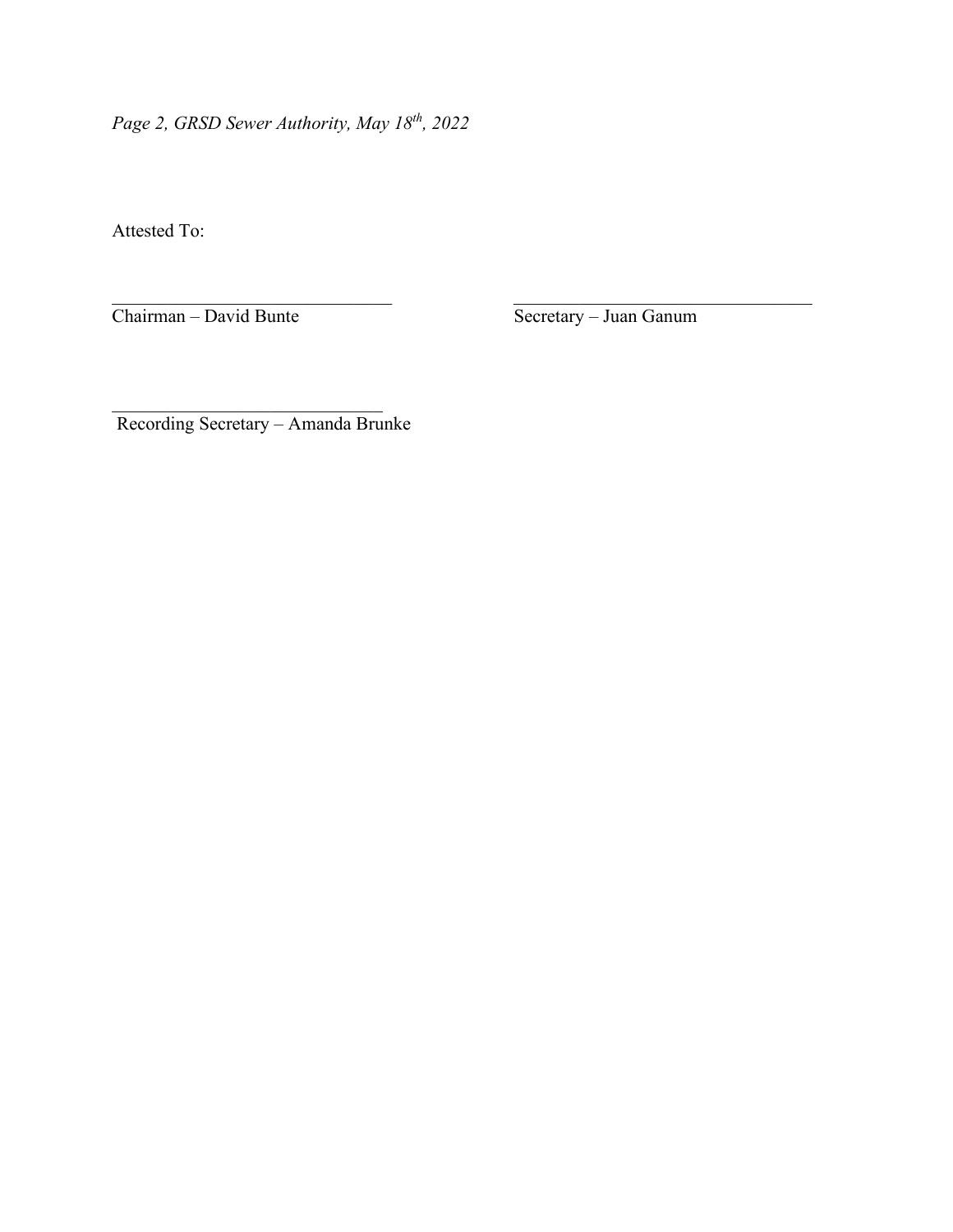Attested To:

\_\_\_\_\_\_\_\_\_\_\_\_\_\_\_\_\_\_\_\_\_\_\_\_\_\_\_\_\_\_
Chairman – David Bunte

\_\_\_\_\_\_\_\_\_\_\_\_\_\_\_\_\_\_\_\_\_\_\_\_\_\_\_\_\_\_
Secretary – Juan Ganum

\_\_\_\_\_\_\_\_\_\_\_\_\_\_\_\_\_\_\_\_\_\_\_\_\_\_\_\_\_\_
Recording Secretary – Amanda Brunke